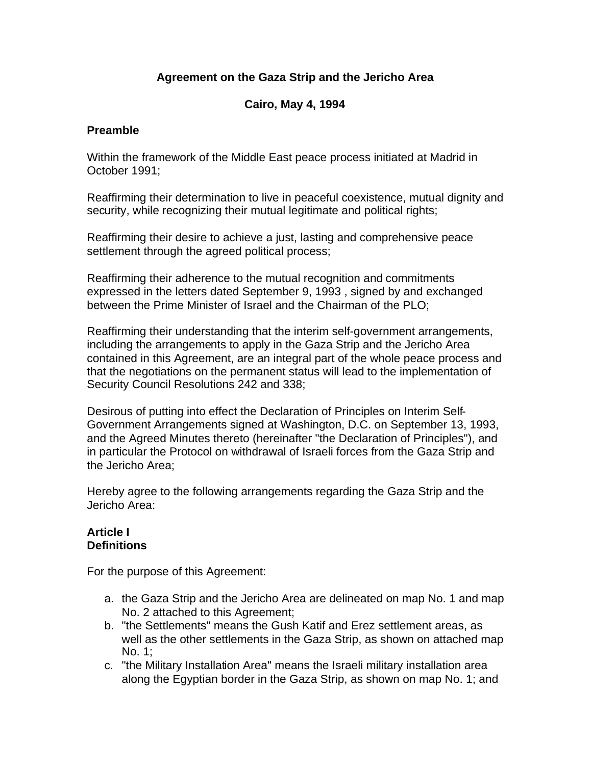# Agreement on the Gaza Strip and the Jericho Area

**Cairo, May 4, 1994**

## Preamble

Within the framework of the Middle East peace process initiated at Madrid in October 1991;

Reaffirming their determination to live in peaceful coexistence, mutual dignity and security, while recognizing their mutual legitimate and political rights;

Reaffirming their desire to achieve a just, lasting and comprehensive peace settlement through the agreed political process;

Reaffirming their adherence to the mutual recognition and commitments expressed in the letters dated September 9, 1993 , signed by and exchanged between the Prime Minister of Israel and the Chairman of the PLO;

Reaffirming their understanding that the interim self-government arrangements, including the arrangements to apply in the Gaza Strip and the Jericho Area contained in this Agreement, are an integral part of the whole peace process and that the negotiations on the permanent status will lead to the implementation of Security Council Resolutions 242 and 338;

Desirous of putting into effect the Declaration of Principles on Interim Self-Government Arrangements signed at Washington, D.C. on September 13, 1993, and the Agreed Minutes thereto (hereinafter "the Declaration of Principles"), and in particular the Protocol on withdrawal of Israeli forces from the Gaza Strip and the Jericho Area;

Hereby agree to the following arrangements regarding the Gaza Strip and the Jericho Area:

## Article I
## Definitions

For the purpose of this Agreement:

a. the Gaza Strip and the Jericho Area are delineated on map No. 1 and map No. 2 attached to this Agreement;
b. "the Settlements" means the Gush Katif and Erez settlement areas, as well as the other settlements in the Gaza Strip, as shown on attached map No. 1;
c. "the Military Installation Area" means the Israeli military installation area along the Egyptian border in the Gaza Strip, as shown on map No. 1; and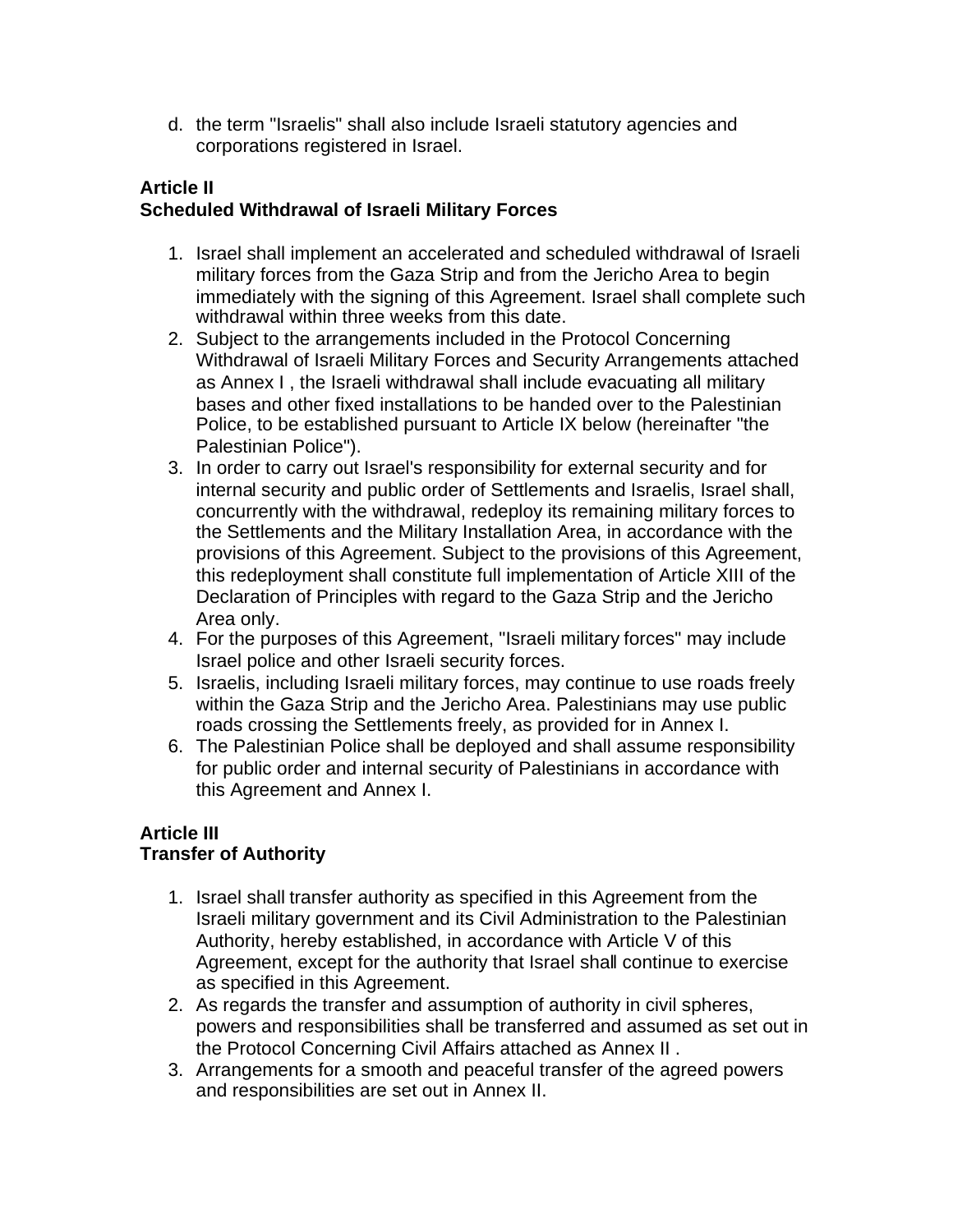d. the term "Israelis" shall also include Israeli statutory agencies and corporations registered in Israel.

**Article II**
**Scheduled Withdrawal of Israeli Military Forces**

1. Israel shall implement an accelerated and scheduled withdrawal of Israeli military forces from the Gaza Strip and from the Jericho Area to begin immediately with the signing of this Agreement. Israel shall complete such withdrawal within three weeks from this date.
2. Subject to the arrangements included in the Protocol Concerning Withdrawal of Israeli Military Forces and Security Arrangements attached as Annex I , the Israeli withdrawal shall include evacuating all military bases and other fixed installations to be handed over to the Palestinian Police, to be established pursuant to Article IX below (hereinafter "the Palestinian Police").
3. In order to carry out Israel's responsibility for external security and for internal security and public order of Settlements and Israelis, Israel shall, concurrently with the withdrawal, redeploy its remaining military forces to the Settlements and the Military Installation Area, in accordance with the provisions of this Agreement. Subject to the provisions of this Agreement, this redeployment shall constitute full implementation of Article XIII of the Declaration of Principles with regard to the Gaza Strip and the Jericho Area only.
4. For the purposes of this Agreement, "Israeli military forces" may include Israel police and other Israeli security forces.
5. Israelis, including Israeli military forces, may continue to use roads freely within the Gaza Strip and the Jericho Area. Palestinians may use public roads crossing the Settlements freely, as provided for in Annex I.
6. The Palestinian Police shall be deployed and shall assume responsibility for public order and internal security of Palestinians in accordance with this Agreement and Annex I.

**Article III**
**Transfer of Authority**

1. Israel shall transfer authority as specified in this Agreement from the Israeli military government and its Civil Administration to the Palestinian Authority, hereby established, in accordance with Article V of this Agreement, except for the authority that Israel shall continue to exercise as specified in this Agreement.
2. As regards the transfer and assumption of authority in civil spheres, powers and responsibilities shall be transferred and assumed as set out in the Protocol Concerning Civil Affairs attached as Annex II .
3. Arrangements for a smooth and peaceful transfer of the agreed powers and responsibilities are set out in Annex II.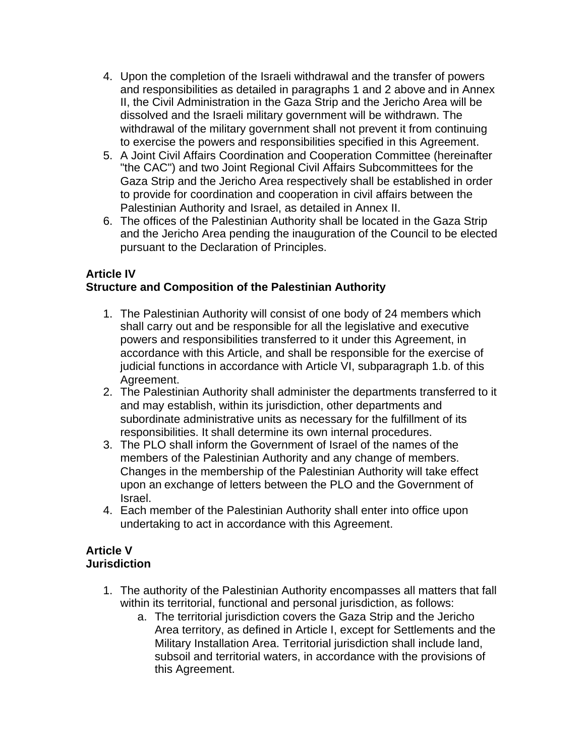4. Upon the completion of the Israeli withdrawal and the transfer of powers and responsibilities as detailed in paragraphs 1 and 2 above and in Annex II, the Civil Administration in the Gaza Strip and the Jericho Area will be dissolved and the Israeli military government will be withdrawn. The withdrawal of the military government shall not prevent it from continuing to exercise the powers and responsibilities specified in this Agreement.
5. A Joint Civil Affairs Coordination and Cooperation Committee (hereinafter "the CAC") and two Joint Regional Civil Affairs Subcommittees for the Gaza Strip and the Jericho Area respectively shall be established in order to provide for coordination and cooperation in civil affairs between the Palestinian Authority and Israel, as detailed in Annex II.
6. The offices of the Palestinian Authority shall be located in the Gaza Strip and the Jericho Area pending the inauguration of the Council to be elected pursuant to the Declaration of Principles.

**Article IV**
**Structure and Composition of the Palestinian Authority**

1. The Palestinian Authority will consist of one body of 24 members which shall carry out and be responsible for all the legislative and executive powers and responsibilities transferred to it under this Agreement, in accordance with this Article, and shall be responsible for the exercise of judicial functions in accordance with Article VI, subparagraph 1.b. of this Agreement.
2. The Palestinian Authority shall administer the departments transferred to it and may establish, within its jurisdiction, other departments and subordinate administrative units as necessary for the fulfillment of its responsibilities. It shall determine its own internal procedures.
3. The PLO shall inform the Government of Israel of the names of the members of the Palestinian Authority and any change of members. Changes in the membership of the Palestinian Authority will take effect upon an exchange of letters between the PLO and the Government of Israel.
4. Each member of the Palestinian Authority shall enter into office upon undertaking to act in accordance with this Agreement.

**Article V**
**Jurisdiction**

1. The authority of the Palestinian Authority encompasses all matters that fall within its territorial, functional and personal jurisdiction, as follows:
    a. The territorial jurisdiction covers the Gaza Strip and the Jericho Area territory, as defined in Article I, except for Settlements and the Military Installation Area. Territorial jurisdiction shall include land, subsoil and territorial waters, in accordance with the provisions of this Agreement.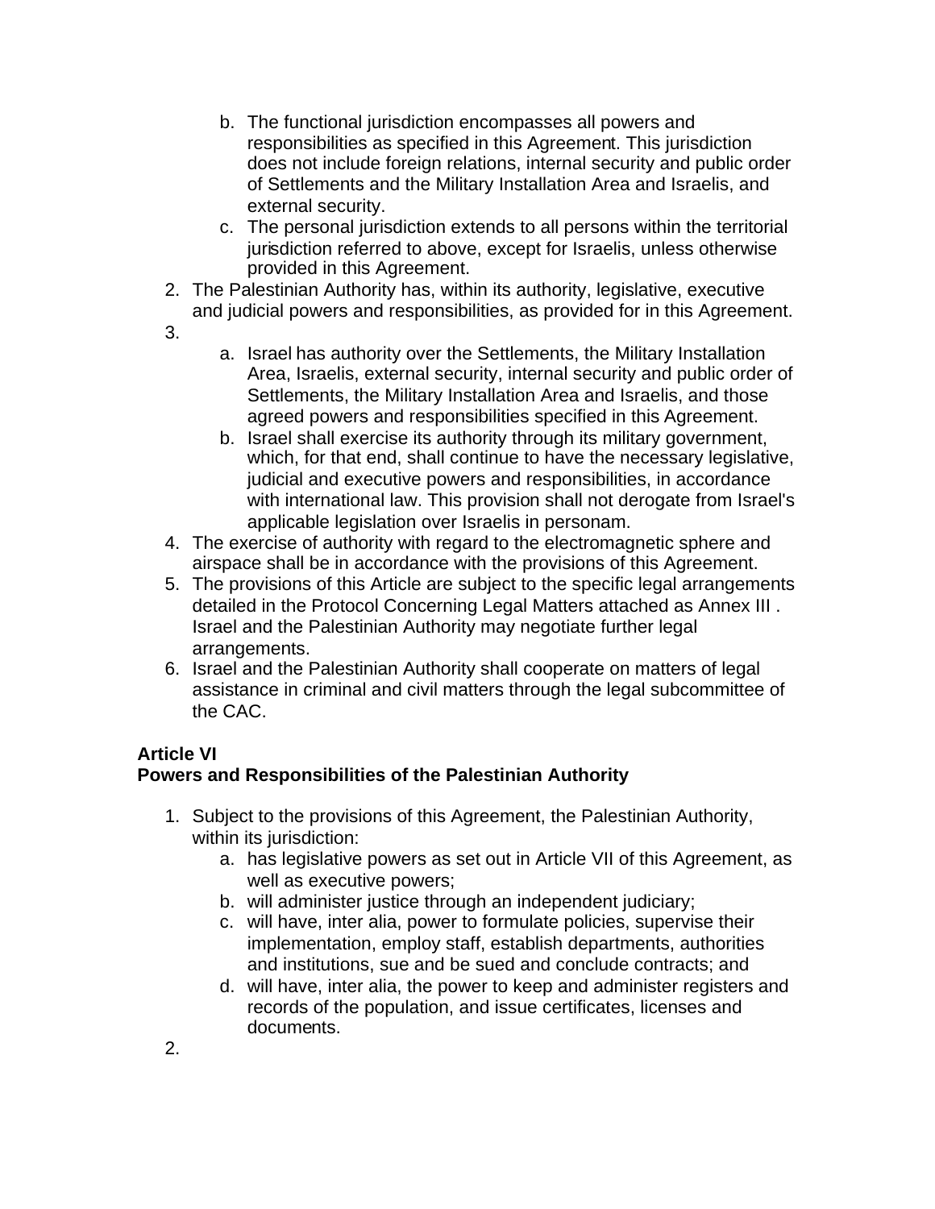b. The functional jurisdiction encompasses all powers and responsibilities as specified in this Agreement. This jurisdiction does not include foreign relations, internal security and public order of Settlements and the Military Installation Area and Israelis, and external security.
   c. The personal jurisdiction extends to all persons within the territorial jurisdiction referred to above, except for Israelis, unless otherwise provided in this Agreement.
2. The Palestinian Authority has, within its authority, legislative, executive and judicial powers and responsibilities, as provided for in this Agreement.
3. 
   a. Israel has authority over the Settlements, the Military Installation Area, Israelis, external security, internal security and public order of Settlements, the Military Installation Area and Israelis, and those agreed powers and responsibilities specified in this Agreement.
   b. Israel shall exercise its authority through its military government, which, for that end, shall continue to have the necessary legislative, judicial and executive powers and responsibilities, in accordance with international law. This provision shall not derogate from Israel's applicable legislation over Israelis in personam.
4. The exercise of authority with regard to the electromagnetic sphere and airspace shall be in accordance with the provisions of this Agreement.
5. The provisions of this Article are subject to the specific legal arrangements detailed in the Protocol Concerning Legal Matters attached as Annex III . Israel and the Palestinian Authority may negotiate further legal arrangements.
6. Israel and the Palestinian Authority shall cooperate on matters of legal assistance in criminal and civil matters through the legal subcommittee of the CAC.

**Article VI**
**Powers and Responsibilities of the Palestinian Authority**

1. Subject to the provisions of this Agreement, the Palestinian Authority, within its jurisdiction:
   a. has legislative powers as set out in Article VII of this Agreement, as well as executive powers;
   b. will administer justice through an independent judiciary;
   c. will have, inter alia, power to formulate policies, supervise their implementation, employ staff, establish departments, authorities and institutions, sue and be sued and conclude contracts; and
   d. will have, inter alia, the power to keep and administer registers and records of the population, and issue certificates, licenses and documents.
2.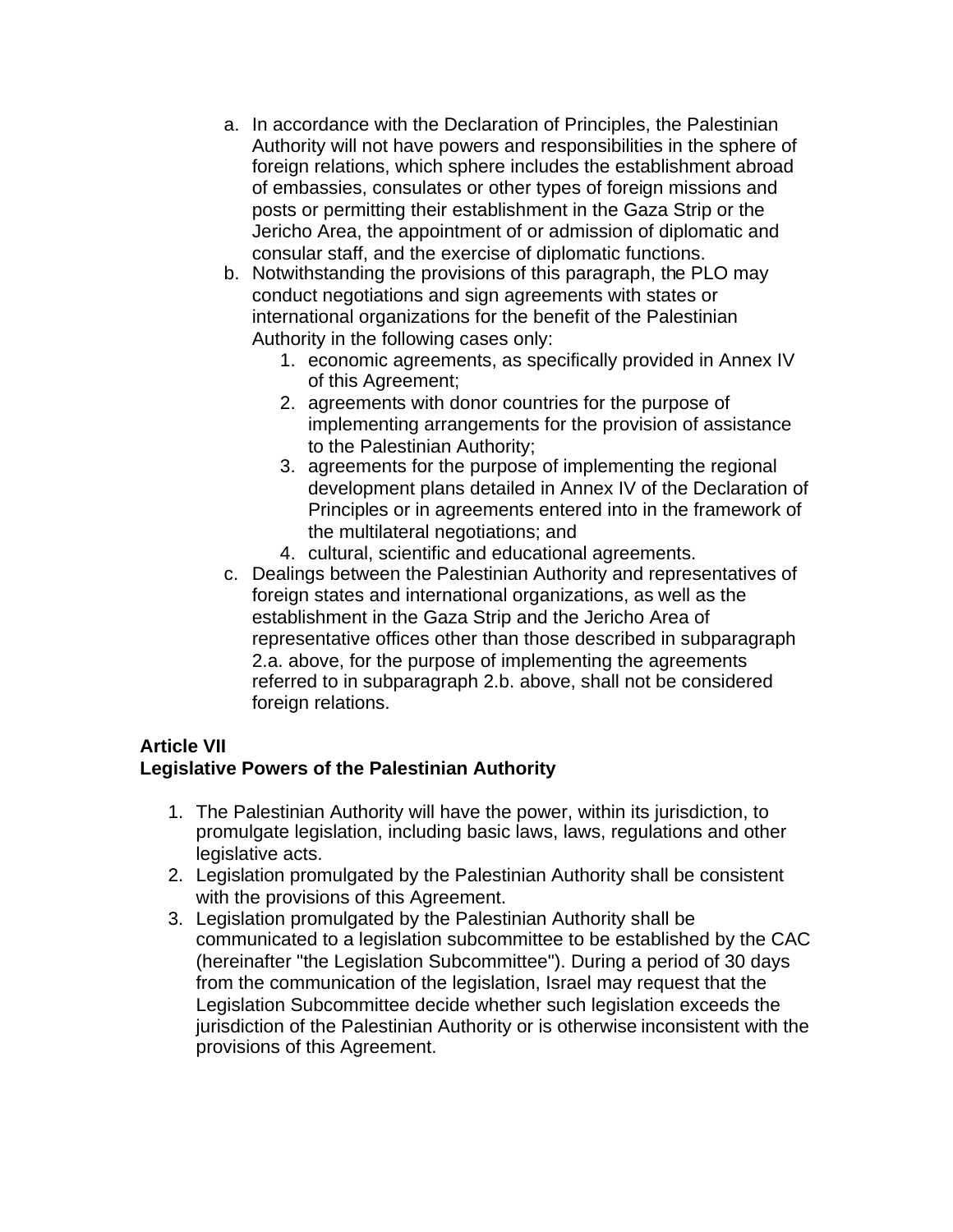a. In accordance with the Declaration of Principles, the Palestinian Authority will not have powers and responsibilities in the sphere of foreign relations, which sphere includes the establishment abroad of embassies, consulates or other types of foreign missions and posts or permitting their establishment in the Gaza Strip or the Jericho Area, the appointment of or admission of diplomatic and consular staff, and the exercise of diplomatic functions.
b. Notwithstanding the provisions of this paragraph, the PLO may conduct negotiations and sign agreements with states or international organizations for the benefit of the Palestinian Authority in the following cases only:
    1. economic agreements, as specifically provided in Annex IV of this Agreement;
    2. agreements with donor countries for the purpose of implementing arrangements for the provision of assistance to the Palestinian Authority;
    3. agreements for the purpose of implementing the regional development plans detailed in Annex IV of the Declaration of Principles or in agreements entered into in the framework of the multilateral negotiations; and
    4. cultural, scientific and educational agreements.
c. Dealings between the Palestinian Authority and representatives of foreign states and international organizations, as well as the establishment in the Gaza Strip and the Jericho Area of representative offices other than those described in subparagraph 2.a. above, for the purpose of implementing the agreements referred to in subparagraph 2.b. above, shall not be considered foreign relations.

**Article VII**
**Legislative Powers of the Palestinian Authority**

1. The Palestinian Authority will have the power, within its jurisdiction, to promulgate legislation, including basic laws, laws, regulations and other legislative acts.
2. Legislation promulgated by the Palestinian Authority shall be consistent with the provisions of this Agreement.
3. Legislation promulgated by the Palestinian Authority shall be communicated to a legislation subcommittee to be established by the CAC (hereinafter "the Legislation Subcommittee"). During a period of 30 days from the communication of the legislation, Israel may request that the Legislation Subcommittee decide whether such legislation exceeds the jurisdiction of the Palestinian Authority or is otherwise inconsistent with the provisions of this Agreement.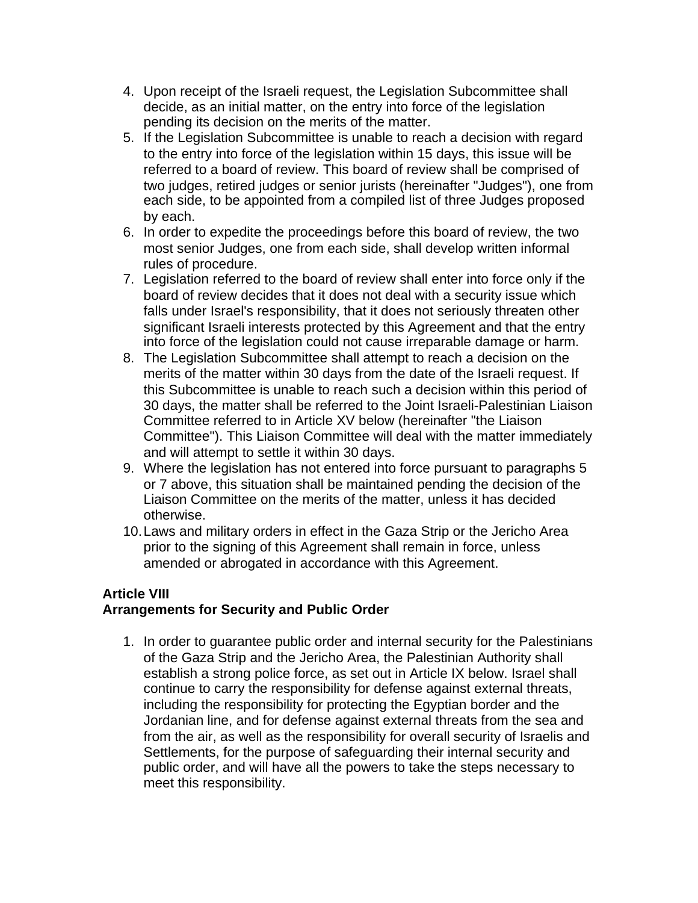4. Upon receipt of the Israeli request, the Legislation Subcommittee shall decide, as an initial matter, on the entry into force of the legislation pending its decision on the merits of the matter.
5. If the Legislation Subcommittee is unable to reach a decision with regard to the entry into force of the legislation within 15 days, this issue will be referred to a board of review. This board of review shall be comprised of two judges, retired judges or senior jurists (hereinafter "Judges"), one from each side, to be appointed from a compiled list of three Judges proposed by each.
6. In order to expedite the proceedings before this board of review, the two most senior Judges, one from each side, shall develop written informal rules of procedure.
7. Legislation referred to the board of review shall enter into force only if the board of review decides that it does not deal with a security issue which falls under Israel's responsibility, that it does not seriously threaten other significant Israeli interests protected by this Agreement and that the entry into force of the legislation could not cause irreparable damage or harm.
8. The Legislation Subcommittee shall attempt to reach a decision on the merits of the matter within 30 days from the date of the Israeli request. If this Subcommittee is unable to reach such a decision within this period of 30 days, the matter shall be referred to the Joint Israeli-Palestinian Liaison Committee referred to in Article XV below (hereinafter "the Liaison Committee"). This Liaison Committee will deal with the matter immediately and will attempt to settle it within 30 days.
9. Where the legislation has not entered into force pursuant to paragraphs 5 or 7 above, this situation shall be maintained pending the decision of the Liaison Committee on the merits of the matter, unless it has decided otherwise.
10. Laws and military orders in effect in the Gaza Strip or the Jericho Area prior to the signing of this Agreement shall remain in force, unless amended or abrogated in accordance with this Agreement.

**Article VIII**
**Arrangements for Security and Public Order**

1. In order to guarantee public order and internal security for the Palestinians of the Gaza Strip and the Jericho Area, the Palestinian Authority shall establish a strong police force, as set out in Article IX below. Israel shall continue to carry the responsibility for defense against external threats, including the responsibility for protecting the Egyptian border and the Jordanian line, and for defense against external threats from the sea and from the air, as well as the responsibility for overall security of Israelis and Settlements, for the purpose of safeguarding their internal security and public order, and will have all the powers to take the steps necessary to meet this responsibility.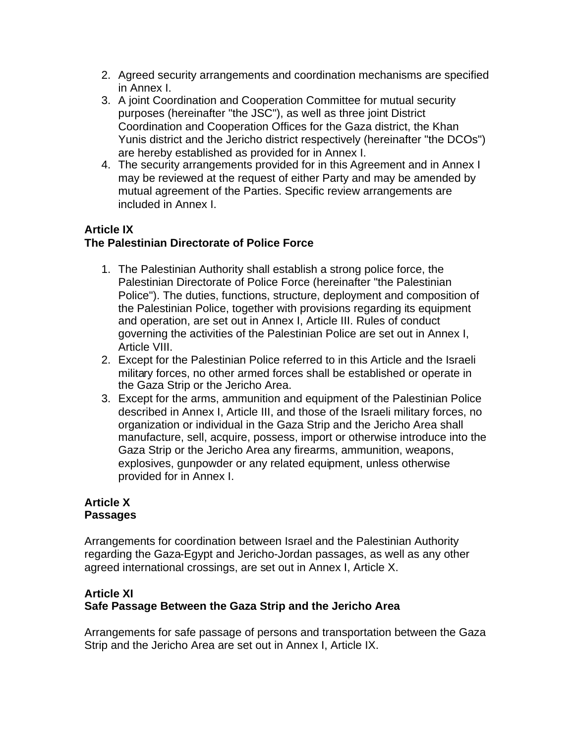2. Agreed security arrangements and coordination mechanisms are specified in Annex I.
3. A joint Coordination and Cooperation Committee for mutual security purposes (hereinafter "the JSC"), as well as three joint District Coordination and Cooperation Offices for the Gaza district, the Khan Yunis district and the Jericho district respectively (hereinafter "the DCOs") are hereby established as provided for in Annex I.
4. The security arrangements provided for in this Agreement and in Annex I may be reviewed at the request of either Party and may be amended by mutual agreement of the Parties. Specific review arrangements are included in Annex I.

**Article IX**
**The Palestinian Directorate of Police Force**

1. The Palestinian Authority shall establish a strong police force, the Palestinian Directorate of Police Force (hereinafter "the Palestinian Police"). The duties, functions, structure, deployment and composition of the Palestinian Police, together with provisions regarding its equipment and operation, are set out in Annex I, Article III. Rules of conduct governing the activities of the Palestinian Police are set out in Annex I, Article VIII.
2. Except for the Palestinian Police referred to in this Article and the Israeli military forces, no other armed forces shall be established or operate in the Gaza Strip or the Jericho Area.
3. Except for the arms, ammunition and equipment of the Palestinian Police described in Annex I, Article III, and those of the Israeli military forces, no organization or individual in the Gaza Strip and the Jericho Area shall manufacture, sell, acquire, possess, import or otherwise introduce into the Gaza Strip or the Jericho Area any firearms, ammunition, weapons, explosives, gunpowder or any related equipment, unless otherwise provided for in Annex I.

**Article X**
**Passages**

Arrangements for coordination between Israel and the Palestinian Authority regarding the Gaza-Egypt and Jericho-Jordan passages, as well as any other agreed international crossings, are set out in Annex I, Article X.

**Article XI**
**Safe Passage Between the Gaza Strip and the Jericho Area**

Arrangements for safe passage of persons and transportation between the Gaza Strip and the Jericho Area are set out in Annex I, Article IX.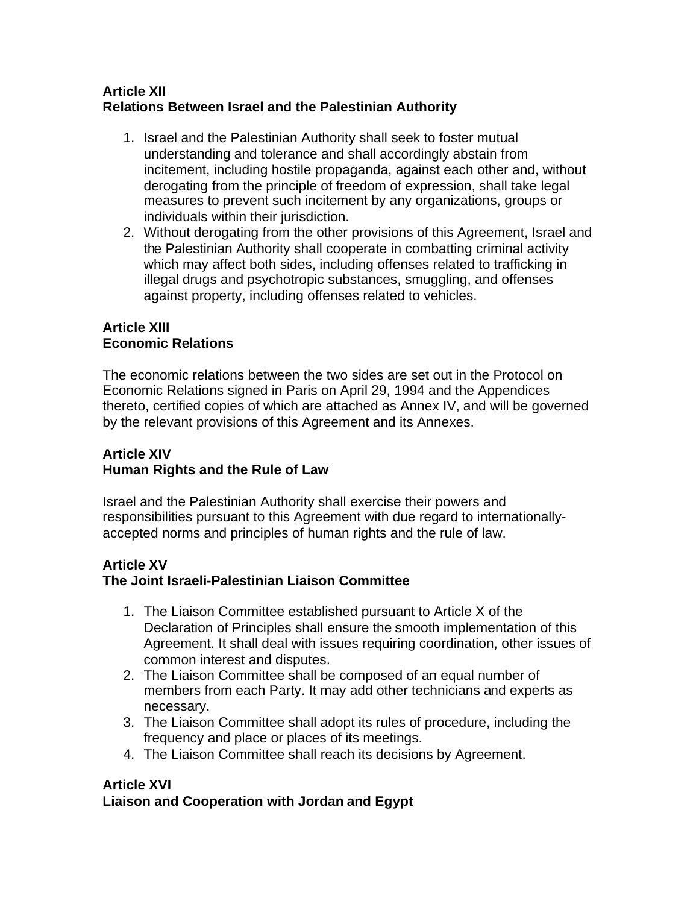**Article XII**
**Relations Between Israel and the Palestinian Authority**

1. Israel and the Palestinian Authority shall seek to foster mutual understanding and tolerance and shall accordingly abstain from incitement, including hostile propaganda, against each other and, without derogating from the principle of freedom of expression, shall take legal measures to prevent such incitement by any organizations, groups or individuals within their jurisdiction.
2. Without derogating from the other provisions of this Agreement, Israel and the Palestinian Authority shall cooperate in combatting criminal activity which may affect both sides, including offenses related to trafficking in illegal drugs and psychotropic substances, smuggling, and offenses against property, including offenses related to vehicles.

**Article XIII**
**Economic Relations**

The economic relations between the two sides are set out in the Protocol on Economic Relations signed in Paris on April 29, 1994 and the Appendices thereto, certified copies of which are attached as Annex IV, and will be governed by the relevant provisions of this Agreement and its Annexes.

**Article XIV**
**Human Rights and the Rule of Law**

Israel and the Palestinian Authority shall exercise their powers and responsibilities pursuant to this Agreement with due regard to internationally-accepted norms and principles of human rights and the rule of law.

**Article XV**
**The Joint Israeli-Palestinian Liaison Committee**

1. The Liaison Committee established pursuant to Article X of the Declaration of Principles shall ensure the smooth implementation of this Agreement. It shall deal with issues requiring coordination, other issues of common interest and disputes.
2. The Liaison Committee shall be composed of an equal number of members from each Party. It may add other technicians and experts as necessary.
3. The Liaison Committee shall adopt its rules of procedure, including the frequency and place or places of its meetings.
4. The Liaison Committee shall reach its decisions by Agreement.

**Article XVI**
**Liaison and Cooperation with Jordan and Egypt**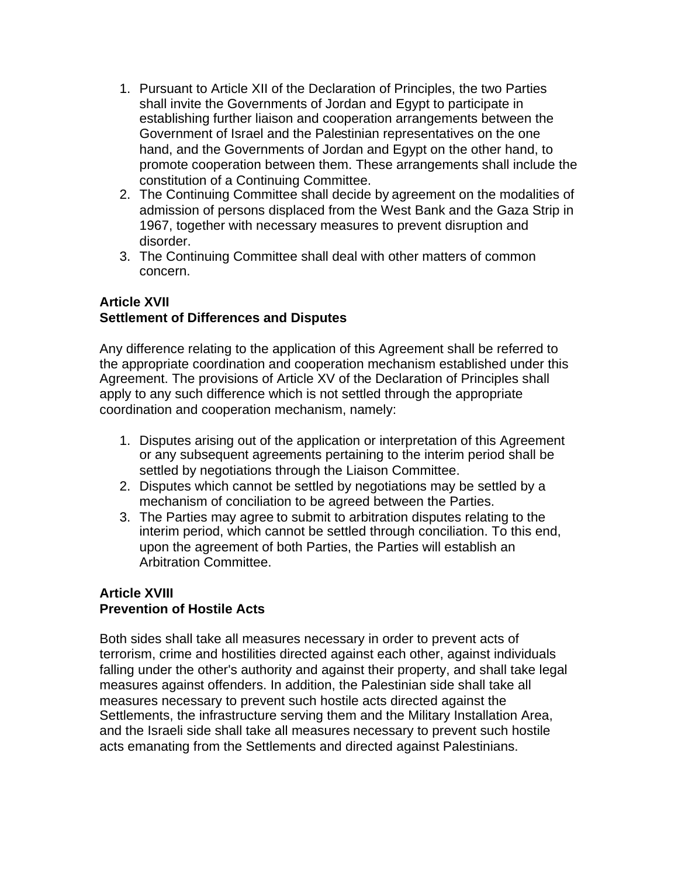1. Pursuant to Article XII of the Declaration of Principles, the two Parties shall invite the Governments of Jordan and Egypt to participate in establishing further liaison and cooperation arrangements between the Government of Israel and the Palestinian representatives on the one hand, and the Governments of Jordan and Egypt on the other hand, to promote cooperation between them. These arrangements shall include the constitution of a Continuing Committee.
2. The Continuing Committee shall decide by agreement on the modalities of admission of persons displaced from the West Bank and the Gaza Strip in 1967, together with necessary measures to prevent disruption and disorder.
3. The Continuing Committee shall deal with other matters of common concern.

**Article XVII**
**Settlement of Differences and Disputes**

Any difference relating to the application of this Agreement shall be referred to the appropriate coordination and cooperation mechanism established under this Agreement. The provisions of Article XV of the Declaration of Principles shall apply to any such difference which is not settled through the appropriate coordination and cooperation mechanism, namely:

1. Disputes arising out of the application or interpretation of this Agreement or any subsequent agreements pertaining to the interim period shall be settled by negotiations through the Liaison Committee.
2. Disputes which cannot be settled by negotiations may be settled by a mechanism of conciliation to be agreed between the Parties.
3. The Parties may agree to submit to arbitration disputes relating to the interim period, which cannot be settled through conciliation. To this end, upon the agreement of both Parties, the Parties will establish an Arbitration Committee.

**Article XVIII**
**Prevention of Hostile Acts**

Both sides shall take all measures necessary in order to prevent acts of terrorism, crime and hostilities directed against each other, against individuals falling under the other's authority and against their property, and shall take legal measures against offenders. In addition, the Palestinian side shall take all measures necessary to prevent such hostile acts directed against the Settlements, the infrastructure serving them and the Military Installation Area, and the Israeli side shall take all measures necessary to prevent such hostile acts emanating from the Settlements and directed against Palestinians.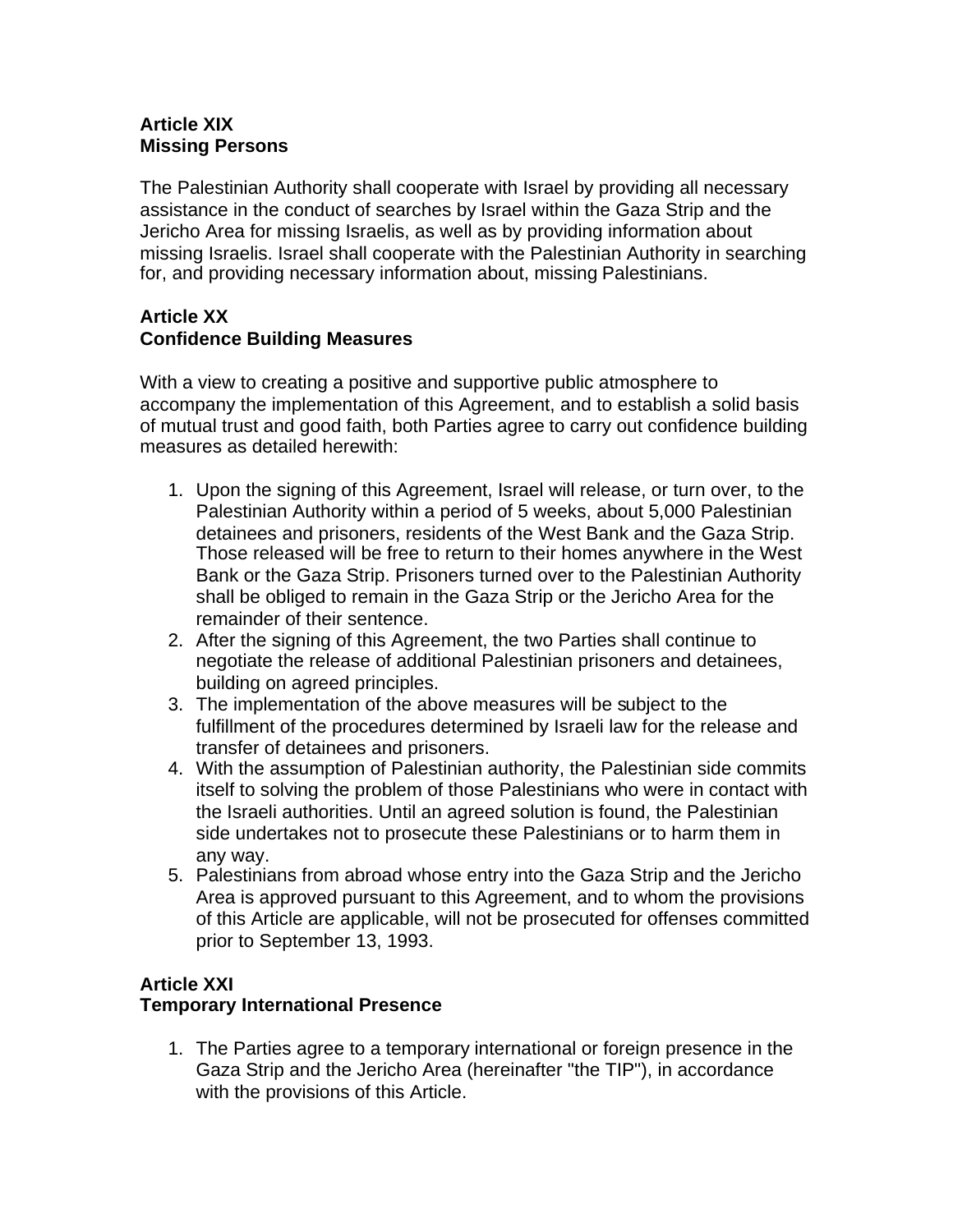**Article XIX**
**Missing Persons**

The Palestinian Authority shall cooperate with Israel by providing all necessary assistance in the conduct of searches by Israel within the Gaza Strip and the Jericho Area for missing Israelis, as well as by providing information about missing Israelis. Israel shall cooperate with the Palestinian Authority in searching for, and providing necessary information about, missing Palestinians.

**Article XX**
**Confidence Building Measures**

With a view to creating a positive and supportive public atmosphere to accompany the implementation of this Agreement, and to establish a solid basis of mutual trust and good faith, both Parties agree to carry out confidence building measures as detailed herewith:

1. Upon the signing of this Agreement, Israel will release, or turn over, to the Palestinian Authority within a period of 5 weeks, about 5,000 Palestinian detainees and prisoners, residents of the West Bank and the Gaza Strip. Those released will be free to return to their homes anywhere in the West Bank or the Gaza Strip. Prisoners turned over to the Palestinian Authority shall be obliged to remain in the Gaza Strip or the Jericho Area for the remainder of their sentence.
2. After the signing of this Agreement, the two Parties shall continue to negotiate the release of additional Palestinian prisoners and detainees, building on agreed principles.
3. The implementation of the above measures will be subject to the fulfillment of the procedures determined by Israeli law for the release and transfer of detainees and prisoners.
4. With the assumption of Palestinian authority, the Palestinian side commits itself to solving the problem of those Palestinians who were in contact with the Israeli authorities. Until an agreed solution is found, the Palestinian side undertakes not to prosecute these Palestinians or to harm them in any way.
5. Palestinians from abroad whose entry into the Gaza Strip and the Jericho Area is approved pursuant to this Agreement, and to whom the provisions of this Article are applicable, will not be prosecuted for offenses committed prior to September 13, 1993.

**Article XXI**
**Temporary International Presence**

1. The Parties agree to a temporary international or foreign presence in the Gaza Strip and the Jericho Area (hereinafter "the TIP"), in accordance with the provisions of this Article.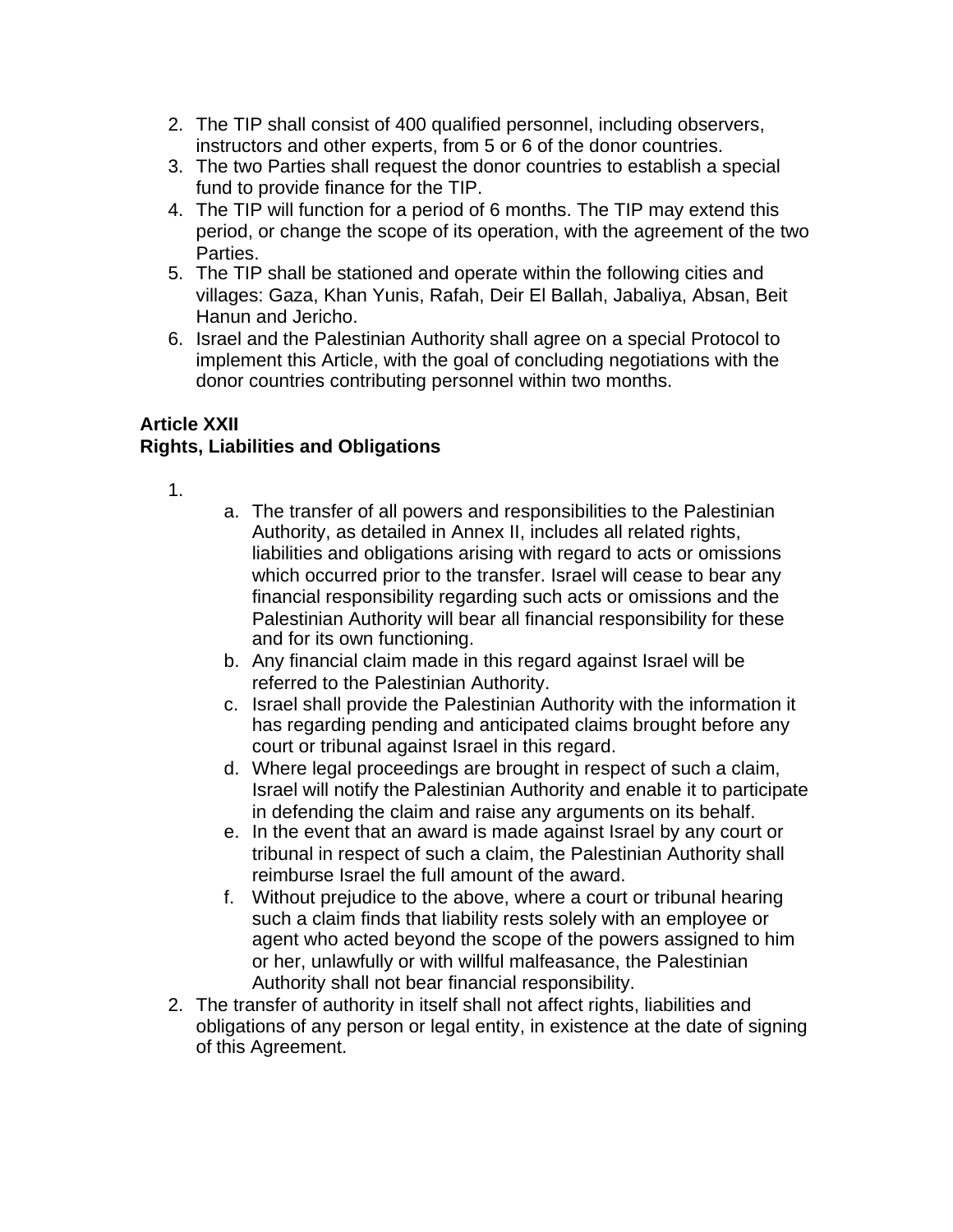2. The TIP shall consist of 400 qualified personnel, including observers, instructors and other experts, from 5 or 6 of the donor countries.
3. The two Parties shall request the donor countries to establish a special fund to provide finance for the TIP.
4. The TIP will function for a period of 6 months. The TIP may extend this period, or change the scope of its operation, with the agreement of the two Parties.
5. The TIP shall be stationed and operate within the following cities and villages: Gaza, Khan Yunis, Rafah, Deir El Ballah, Jabaliya, Absan, Beit Hanun and Jericho.
6. Israel and the Palestinian Authority shall agree on a special Protocol to implement this Article, with the goal of concluding negotiations with the donor countries contributing personnel within two months.

**Article XXII**
**Rights, Liabilities and Obligations**

1.
    a. The transfer of all powers and responsibilities to the Palestinian Authority, as detailed in Annex II, includes all related rights, liabilities and obligations arising with regard to acts or omissions which occurred prior to the transfer. Israel will cease to bear any financial responsibility regarding such acts or omissions and the Palestinian Authority will bear all financial responsibility for these and for its own functioning.
    b. Any financial claim made in this regard against Israel will be referred to the Palestinian Authority.
    c. Israel shall provide the Palestinian Authority with the information it has regarding pending and anticipated claims brought before any court or tribunal against Israel in this regard.
    d. Where legal proceedings are brought in respect of such a claim, Israel will notify the Palestinian Authority and enable it to participate in defending the claim and raise any arguments on its behalf.
    e. In the event that an award is made against Israel by any court or tribunal in respect of such a claim, the Palestinian Authority shall reimburse Israel the full amount of the award.
    f. Without prejudice to the above, where a court or tribunal hearing such a claim finds that liability rests solely with an employee or agent who acted beyond the scope of the powers assigned to him or her, unlawfully or with willful malfeasance, the Palestinian Authority shall not bear financial responsibility.
2. The transfer of authority in itself shall not affect rights, liabilities and obligations of any person or legal entity, in existence at the date of signing of this Agreement.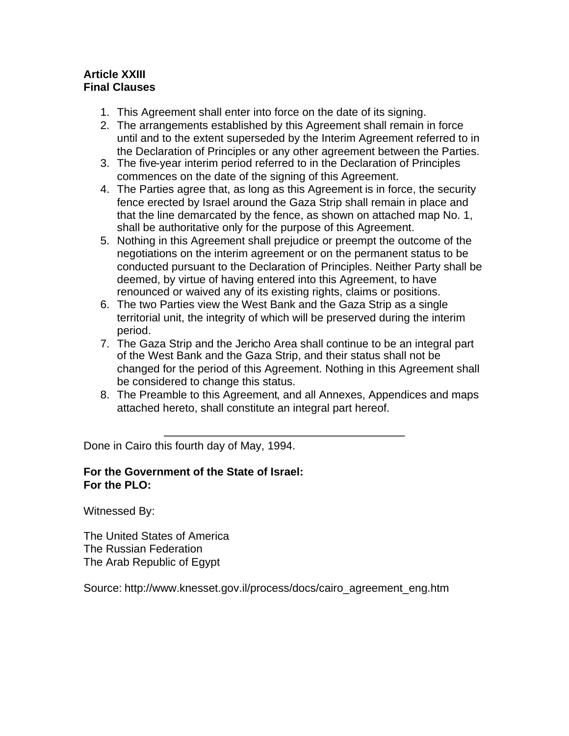**Article XXIII**
**Final Clauses**

1. This Agreement shall enter into force on the date of its signing.
2. The arrangements established by this Agreement shall remain in force until and to the extent superseded by the Interim Agreement referred to in the Declaration of Principles or any other agreement between the Parties.
3. The five-year interim period referred to in the Declaration of Principles commences on the date of the signing of this Agreement.
4. The Parties agree that, as long as this Agreement is in force, the security fence erected by Israel around the Gaza Strip shall remain in place and that the line demarcated by the fence, as shown on attached map No. 1, shall be authoritative only for the purpose of this Agreement.
5. Nothing in this Agreement shall prejudice or preempt the outcome of the negotiations on the interim agreement or on the permanent status to be conducted pursuant to the Declaration of Principles. Neither Party shall be deemed, by virtue of having entered into this Agreement, to have renounced or waived any of its existing rights, claims or positions.
6. The two Parties view the West Bank and the Gaza Strip as a single territorial unit, the integrity of which will be preserved during the interim period.
7. The Gaza Strip and the Jericho Area shall continue to be an integral part of the West Bank and the Gaza Strip, and their status shall not be changed for the period of this Agreement. Nothing in this Agreement shall be considered to change this status.
8. The Preamble to this Agreement, and all Annexes, Appendices and maps attached hereto, shall constitute an integral part hereof.

---

Done in Cairo this fourth day of May, 1994.

**For the Government of the State of Israel:**
**For the PLO:**

Witnessed By:

The United States of America
The Russian Federation
The Arab Republic of Egypt

Source: http://www.knesset.gov.il/process/docs/cairo_agreement_eng.htm